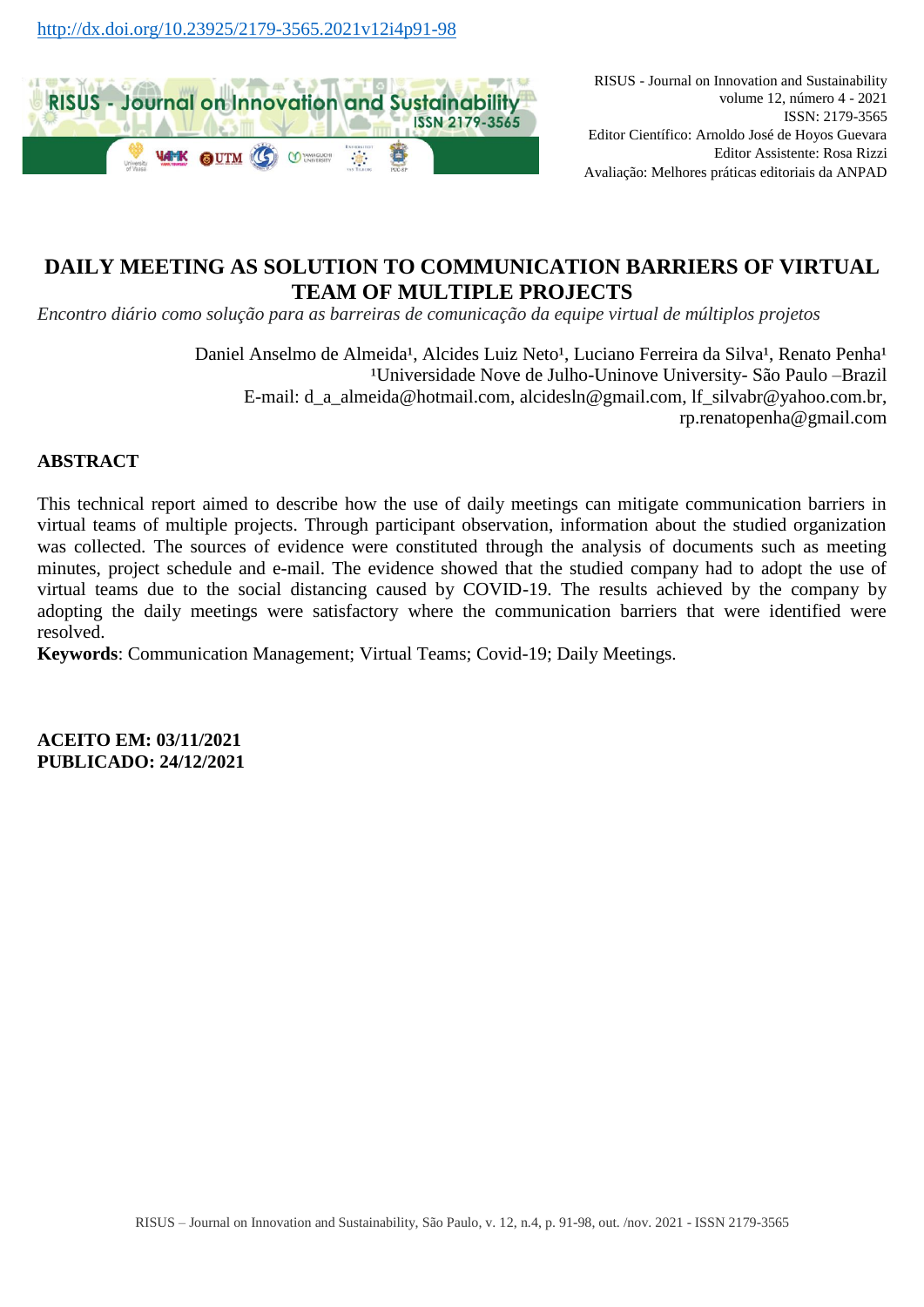http://dx.doi.org/10.23925/2179-3565.2021v12i4p91-98

RISUS - Journal on Innovation and Sustainability
volume 12, número 4 - 2021
ISSN: 2179-3565
Editor Científico: Arnoldo José de Hoyos Guevara
Editor Assistente: Rosa Rizzi
Avaliação: Melhores práticas editoriais da ANPAD

# DAILY MEETING AS SOLUTION TO COMMUNICATION BARRIERS OF VIRTUAL TEAM OF MULTIPLE PROJECTS

*Encontro diário como solução para as barreiras de comunicação da equipe virtual de múltiplos projetos*

Daniel Anselmo de Almeida[1], Alcides Luiz Neto[1], Luciano Ferreira da Silva[1], Renato Penha[1]
[1]Universidade Nove de Julho-Uninove University- São Paulo –Brazil
E-mail: d_a_almeida@hotmail.com, alcidesln@gmail.com, lf_silvabr@yahoo.com.br, rp.renatopenha@gmail.com

## ABSTRACT

This technical report aimed to describe how the use of daily meetings can mitigate communication barriers in virtual teams of multiple projects. Through participant observation, information about the studied organization was collected. The sources of evidence were constituted through the analysis of documents such as meeting minutes, project schedule and e-mail. The evidence showed that the studied company had to adopt the use of virtual teams due to the social distancing caused by COVID-19. The results achieved by the company by adopting the daily meetings were satisfactory where the communication barriers that were identified were resolved.

**Keywords**: Communication Management; Virtual Teams; Covid-19; Daily Meetings.

**ACEITO EM: 03/11/2021**
**PUBLICADO: 24/12/2021**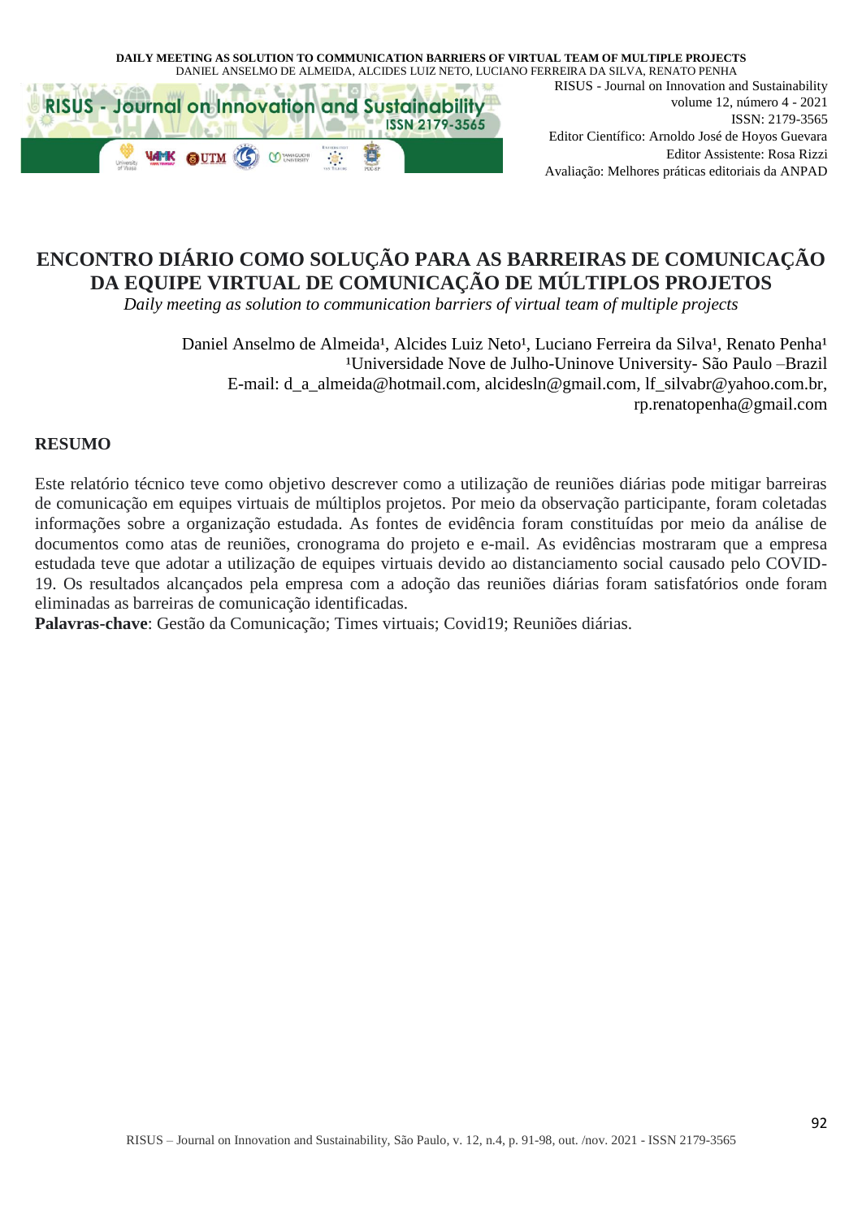# ENCONTRO DIÁRIO COMO SOLUÇÃO PARA AS BARREIRAS DE COMUNICAÇÃO DA EQUIPE VIRTUAL DE COMUNICAÇÃO DE MÚLTIPLOS PROJETOS

*Daily meeting as solution to communication barriers of virtual team of multiple projects*

Daniel Anselmo de Almeida[1], Alcides Luiz Neto[1], Luciano Ferreira da Silva[1], Renato Penha[1]
[1]Universidade Nove de Julho-Uninove University- São Paulo –Brazil
E-mail: d_a_almeida@hotmail.com, alcidesln@gmail.com, lf_silvabr@yahoo.com.br, rp.renatopenha@gmail.com

## RESUMO

Este relatório técnico teve como objetivo descrever como a utilização de reuniões diárias pode mitigar barreiras de comunicação em equipes virtuais de múltiplos projetos. Por meio da observação participante, foram coletadas informações sobre a organização estudada. As fontes de evidência foram constituídas por meio da análise de documentos como atas de reuniões, cronograma do projeto e e-mail. As evidências mostraram que a empresa estudada teve que adotar a utilização de equipes virtuais devido ao distanciamento social causado pelo COVID-19. Os resultados alcançados pela empresa com a adoção das reuniões diárias foram satisfatórios onde foram eliminadas as barreiras de comunicação identificadas.

**Palavras-chave**: Gestão da Comunicação; Times virtuais; Covid19; Reuniões diárias.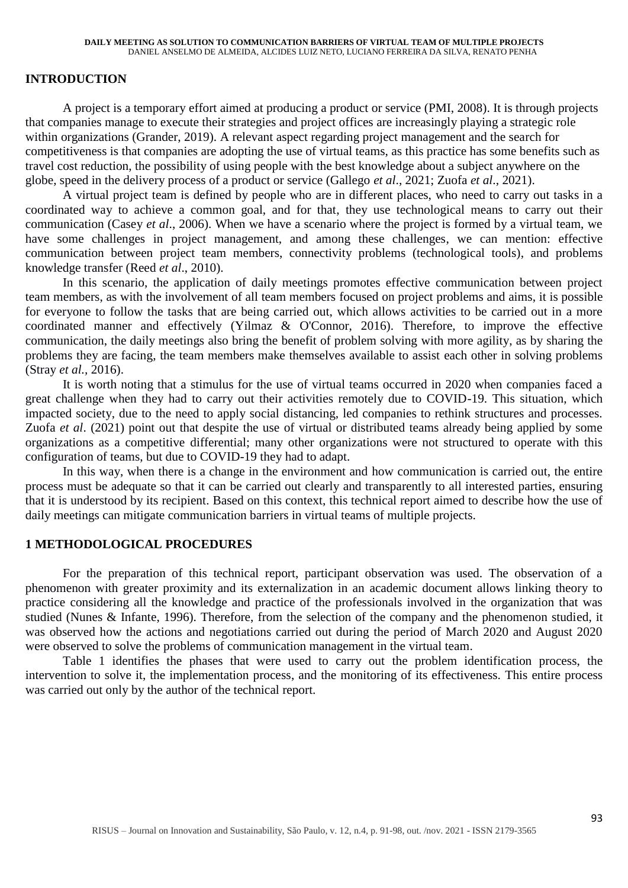## INTRODUCTION

A project is a temporary effort aimed at producing a product or service (PMI, 2008). It is through projects that companies manage to execute their strategies and project offices are increasingly playing a strategic role within organizations (Grander, 2019). A relevant aspect regarding project management and the search for competitiveness is that companies are adopting the use of virtual teams, as this practice has some benefits such as travel cost reduction, the possibility of using people with the best knowledge about a subject anywhere on the globe, speed in the delivery process of a product or service (Gallego *et al*., 2021; Zuofa *et al*., 2021).

A virtual project team is defined by people who are in different places, who need to carry out tasks in a coordinated way to achieve a common goal, and for that, they use technological means to carry out their communication (Casey *et al*., 2006). When we have a scenario where the project is formed by a virtual team, we have some challenges in project management, and among these challenges, we can mention: effective communication between project team members, connectivity problems (technological tools), and problems knowledge transfer (Reed *et al*., 2010).

In this scenario, the application of daily meetings promotes effective communication between project team members, as with the involvement of all team members focused on project problems and aims, it is possible for everyone to follow the tasks that are being carried out, which allows activities to be carried out in a more coordinated manner and effectively (Yilmaz & O'Connor, 2016). Therefore, to improve the effective communication, the daily meetings also bring the benefit of problem solving with more agility, as by sharing the problems they are facing, the team members make themselves available to assist each other in solving problems (Stray *et al.,* 2016).

It is worth noting that a stimulus for the use of virtual teams occurred in 2020 when companies faced a great challenge when they had to carry out their activities remotely due to COVID-19. This situation, which impacted society, due to the need to apply social distancing, led companies to rethink structures and processes. Zuofa *et al*. (2021) point out that despite the use of virtual or distributed teams already being applied by some organizations as a competitive differential; many other organizations were not structured to operate with this configuration of teams, but due to COVID-19 they had to adapt.

In this way, when there is a change in the environment and how communication is carried out, the entire process must be adequate so that it can be carried out clearly and transparently to all interested parties, ensuring that it is understood by its recipient. Based on this context, this technical report aimed to describe how the use of daily meetings can mitigate communication barriers in virtual teams of multiple projects.

## 1 METHODOLOGICAL PROCEDURES

For the preparation of this technical report, participant observation was used. The observation of a phenomenon with greater proximity and its externalization in an academic document allows linking theory to practice considering all the knowledge and practice of the professionals involved in the organization that was studied (Nunes & Infante, 1996). Therefore, from the selection of the company and the phenomenon studied, it was observed how the actions and negotiations carried out during the period of March 2020 and August 2020 were observed to solve the problems of communication management in the virtual team.

Table 1 identifies the phases that were used to carry out the problem identification process, the intervention to solve it, the implementation process, and the monitoring of its effectiveness. This entire process was carried out only by the author of the technical report.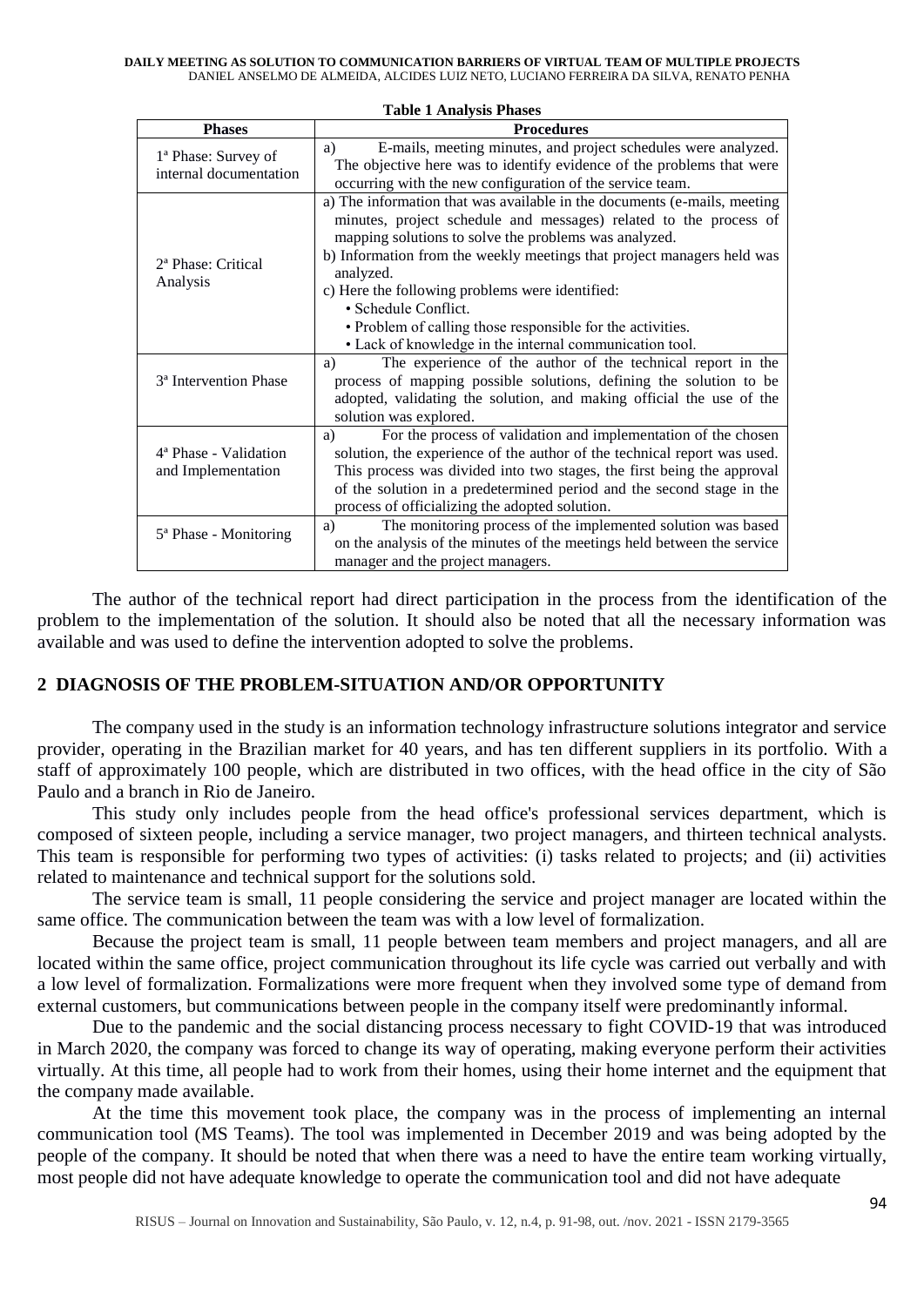**Table 1 Analysis Phases**

| Phases | Procedures |
|---|---|
| 1ª Phase: Survey of internal documentation | a) E-mails, meeting minutes, and project schedules were analyzed. The objective here was to identify evidence of the problems that were occurring with the new configuration of the service team. |
| 2ª Phase: Critical Analysis | a) The information that was available in the documents (e-mails, meeting minutes, project schedule and messages) related to the process of mapping solutions to solve the problems was analyzed.<br>b) Information from the weekly meetings that project managers held was analyzed.<br>c) Here the following problems were identified:<br>• Schedule Conflict.<br>• Problem of calling those responsible for the activities.<br>• Lack of knowledge in the internal communication tool. |
| 3ª Intervention Phase | a) The experience of the author of the technical report in the process of mapping possible solutions, defining the solution to be adopted, validating the solution, and making official the use of the solution was explored. |
| 4ª Phase - Validation and Implementation | a) For the process of validation and implementation of the chosen solution, the experience of the author of the technical report was used. This process was divided into two stages, the first being the approval of the solution in a predetermined period and the second stage in the process of officializing the adopted solution. |
| 5ª Phase - Monitoring | a) The monitoring process of the implemented solution was based on the analysis of the minutes of the meetings held between the service manager and the project managers. |

The author of the technical report had direct participation in the process from the identification of the problem to the implementation of the solution. It should also be noted that all the necessary information was available and was used to define the intervention adopted to solve the problems.

## 2 DIAGNOSIS OF THE PROBLEM-SITUATION AND/OR OPPORTUNITY

The company used in the study is an information technology infrastructure solutions integrator and service provider, operating in the Brazilian market for 40 years, and has ten different suppliers in its portfolio. With a staff of approximately 100 people, which are distributed in two offices, with the head office in the city of São Paulo and a branch in Rio de Janeiro.

This study only includes people from the head office's professional services department, which is composed of sixteen people, including a service manager, two project managers, and thirteen technical analysts. This team is responsible for performing two types of activities: (i) tasks related to projects; and (ii) activities related to maintenance and technical support for the solutions sold.

The service team is small, 11 people considering the service and project manager are located within the same office. The communication between the team was with a low level of formalization.

Because the project team is small, 11 people between team members and project managers, and all are located within the same office, project communication throughout its life cycle was carried out verbally and with a low level of formalization. Formalizations were more frequent when they involved some type of demand from external customers, but communications between people in the company itself were predominantly informal.

Due to the pandemic and the social distancing process necessary to fight COVID-19 that was introduced in March 2020, the company was forced to change its way of operating, making everyone perform their activities virtually. At this time, all people had to work from their homes, using their home internet and the equipment that the company made available.

At the time this movement took place, the company was in the process of implementing an internal communication tool (MS Teams). The tool was implemented in December 2019 and was being adopted by the people of the company. It should be noted that when there was a need to have the entire team working virtually, most people did not have adequate knowledge to operate the communication tool and did not have adequate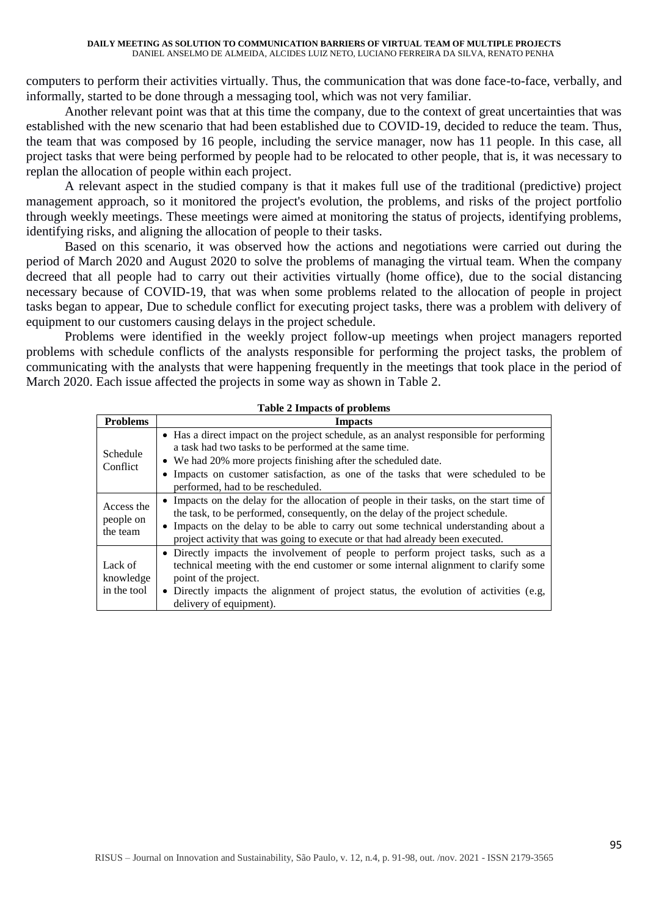computers to perform their activities virtually. Thus, the communication that was done face-to-face, verbally, and informally, started to be done through a messaging tool, which was not very familiar.

Another relevant point was that at this time the company, due to the context of great uncertainties that was established with the new scenario that had been established due to COVID-19, decided to reduce the team. Thus, the team that was composed by 16 people, including the service manager, now has 11 people. In this case, all project tasks that were being performed by people had to be relocated to other people, that is, it was necessary to replan the allocation of people within each project.

A relevant aspect in the studied company is that it makes full use of the traditional (predictive) project management approach, so it monitored the project's evolution, the problems, and risks of the project portfolio through weekly meetings. These meetings were aimed at monitoring the status of projects, identifying problems, identifying risks, and aligning the allocation of people to their tasks.

Based on this scenario, it was observed how the actions and negotiations were carried out during the period of March 2020 and August 2020 to solve the problems of managing the virtual team. When the company decreed that all people had to carry out their activities virtually (home office), due to the social distancing necessary because of COVID-19, that was when some problems related to the allocation of people in project tasks began to appear, Due to schedule conflict for executing project tasks, there was a problem with delivery of equipment to our customers causing delays in the project schedule.

Problems were identified in the weekly project follow-up meetings when project managers reported problems with schedule conflicts of the analysts responsible for performing the project tasks, the problem of communicating with the analysts that were happening frequently in the meetings that took place in the period of March 2020. Each issue affected the projects in some way as shown in Table 2.

**Table 2 Impacts of problems**

| Problems | Impacts |
|---|---|
| Schedule Conflict | • Has a direct impact on the project schedule, as an analyst responsible for performing a task had two tasks to be performed at the same time.<br>• We had 20% more projects finishing after the scheduled date.<br>• Impacts on customer satisfaction, as one of the tasks that were scheduled to be performed, had to be rescheduled. |
| Access the people on the team | • Impacts on the delay for the allocation of people in their tasks, on the start time of the task, to be performed, consequently, on the delay of the project schedule.<br>• Impacts on the delay to be able to carry out some technical understanding about a project activity that was going to execute or that had already been executed. |
| Lack of knowledge in the tool | • Directly impacts the involvement of people to perform project tasks, such as a technical meeting with the end customer or some internal alignment to clarify some point of the project.<br>• Directly impacts the alignment of project status, the evolution of activities (e.g, delivery of equipment). |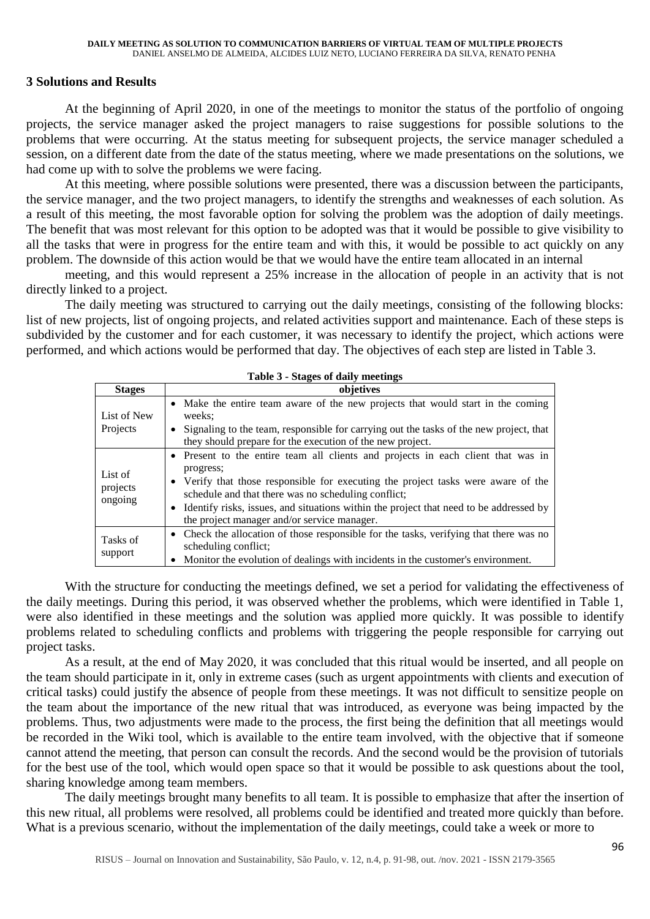## 3 Solutions and Results

At the beginning of April 2020, in one of the meetings to monitor the status of the portfolio of ongoing projects, the service manager asked the project managers to raise suggestions for possible solutions to the problems that were occurring. At the status meeting for subsequent projects, the service manager scheduled a session, on a different date from the date of the status meeting, where we made presentations on the solutions, we had come up with to solve the problems we were facing.

At this meeting, where possible solutions were presented, there was a discussion between the participants, the service manager, and the two project managers, to identify the strengths and weaknesses of each solution. As a result of this meeting, the most favorable option for solving the problem was the adoption of daily meetings. The benefit that was most relevant for this option to be adopted was that it would be possible to give visibility to all the tasks that were in progress for the entire team and with this, it would be possible to act quickly on any problem. The downside of this action would be that we would have the entire team allocated in an internal meeting, and this would represent a 25% increase in the allocation of people in an activity that is not directly linked to a project.

The daily meeting was structured to carrying out the daily meetings, consisting of the following blocks: list of new projects, list of ongoing projects, and related activities support and maintenance. Each of these steps is subdivided by the customer and for each customer, it was necessary to identify the project, which actions were performed, and which actions would be performed that day. The objectives of each step are listed in Table 3.

**Table 3 - Stages of daily meetings**

| Stages | objetives |
|---|---|
| List of New Projects | • Make the entire team aware of the new projects that would start in the coming weeks;<br>• Signaling to the team, responsible for carrying out the tasks of the new project, that they should prepare for the execution of the new project. |
| List of projects ongoing | • Present to the entire team all clients and projects in each client that was in progress;<br>• Verify that those responsible for executing the project tasks were aware of the schedule and that there was no scheduling conflict;<br>• Identify risks, issues, and situations within the project that need to be addressed by the project manager and/or service manager. |
| Tasks of support | • Check the allocation of those responsible for the tasks, verifying that there was no scheduling conflict;<br>• Monitor the evolution of dealings with incidents in the customer's environment. |

With the structure for conducting the meetings defined, we set a period for validating the effectiveness of the daily meetings. During this period, it was observed whether the problems, which were identified in Table 1, were also identified in these meetings and the solution was applied more quickly. It was possible to identify problems related to scheduling conflicts and problems with triggering the people responsible for carrying out project tasks.

As a result, at the end of May 2020, it was concluded that this ritual would be inserted, and all people on the team should participate in it, only in extreme cases (such as urgent appointments with clients and execution of critical tasks) could justify the absence of people from these meetings. It was not difficult to sensitize people on the team about the importance of the new ritual that was introduced, as everyone was being impacted by the problems. Thus, two adjustments were made to the process, the first being the definition that all meetings would be recorded in the Wiki tool, which is available to the entire team involved, with the objective that if someone cannot attend the meeting, that person can consult the records. And the second would be the provision of tutorials for the best use of the tool, which would open space so that it would be possible to ask questions about the tool, sharing knowledge among team members.

The daily meetings brought many benefits to all team. It is possible to emphasize that after the insertion of this new ritual, all problems were resolved, all problems could be identified and treated more quickly than before. What is a previous scenario, without the implementation of the daily meetings, could take a week or more to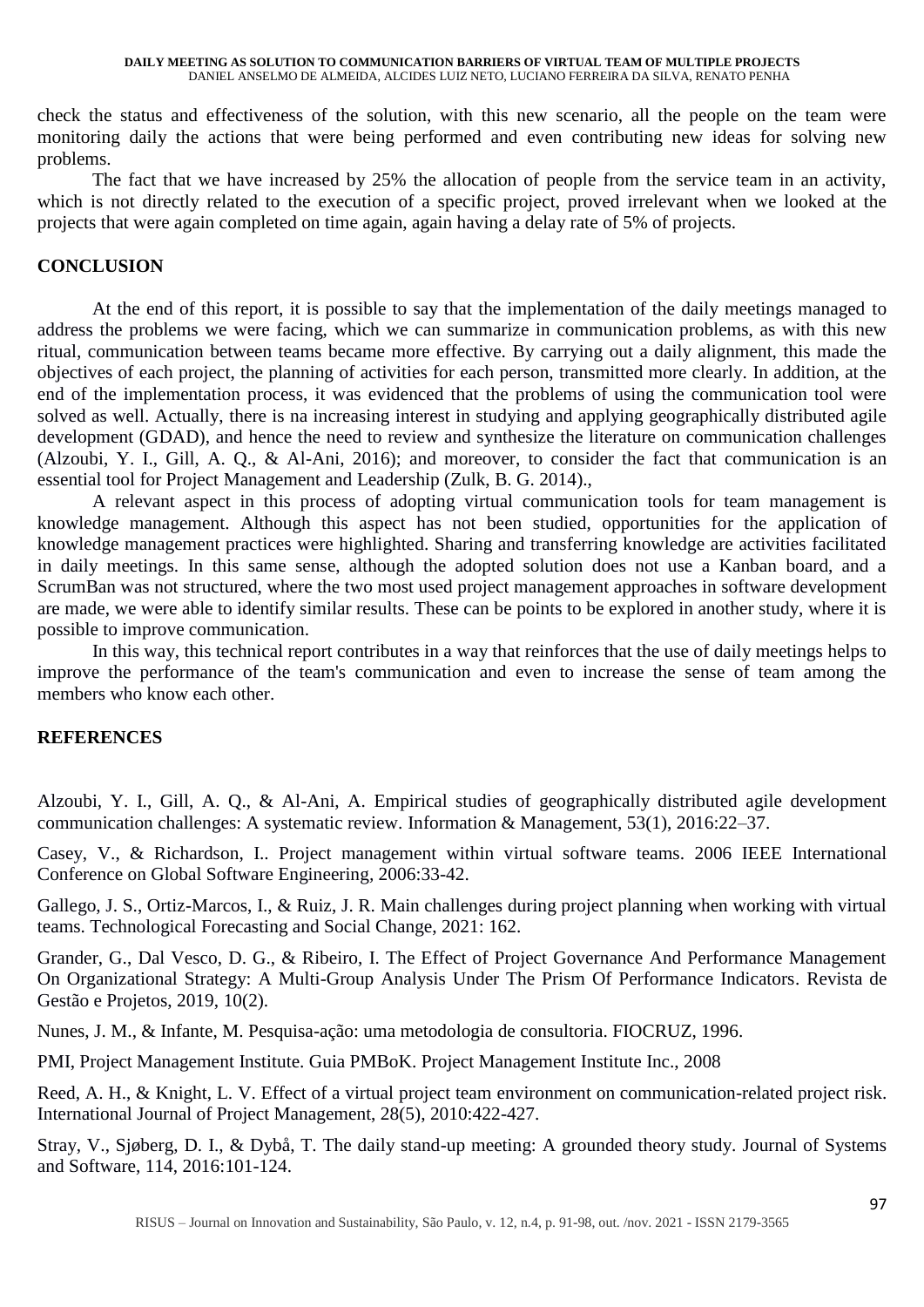check the status and effectiveness of the solution, with this new scenario, all the people on the team were monitoring daily the actions that were being performed and even contributing new ideas for solving new problems.

The fact that we have increased by 25% the allocation of people from the service team in an activity, which is not directly related to the execution of a specific project, proved irrelevant when we looked at the projects that were again completed on time again, again having a delay rate of 5% of projects.

## CONCLUSION

At the end of this report, it is possible to say that the implementation of the daily meetings managed to address the problems we were facing, which we can summarize in communication problems, as with this new ritual, communication between teams became more effective. By carrying out a daily alignment, this made the objectives of each project, the planning of activities for each person, transmitted more clearly. In addition, at the end of the implementation process, it was evidenced that the problems of using the communication tool were solved as well. Actually, there is na increasing interest in studying and applying geographically distributed agile development (GDAD), and hence the need to review and synthesize the literature on communication challenges (Alzoubi, Y. I., Gill, A. Q., & Al-Ani, 2016); and moreover, to consider the fact that communication is an essential tool for Project Management and Leadership (Zulk, B. G. 2014).,

A relevant aspect in this process of adopting virtual communication tools for team management is knowledge management. Although this aspect has not been studied, opportunities for the application of knowledge management practices were highlighted. Sharing and transferring knowledge are activities facilitated in daily meetings. In this same sense, although the adopted solution does not use a Kanban board, and a ScrumBan was not structured, where the two most used project management approaches in software development are made, we were able to identify similar results. These can be points to be explored in another study, where it is possible to improve communication.

In this way, this technical report contributes in a way that reinforces that the use of daily meetings helps to improve the performance of the team's communication and even to increase the sense of team among the members who know each other.

## REFERENCES

Alzoubi, Y. I., Gill, A. Q., & Al-Ani, A. Empirical studies of geographically distributed agile development communication challenges: A systematic review. Information & Management, 53(1), 2016:22–37.

Casey, V., & Richardson, I.. Project management within virtual software teams. 2006 IEEE International Conference on Global Software Engineering, 2006:33-42.

Gallego, J. S., Ortiz-Marcos, I., & Ruiz, J. R. Main challenges during project planning when working with virtual teams. Technological Forecasting and Social Change, 2021: 162.

Grander, G., Dal Vesco, D. G., & Ribeiro, I. The Effect of Project Governance And Performance Management On Organizational Strategy: A Multi-Group Analysis Under The Prism Of Performance Indicators. Revista de Gestão e Projetos, 2019, 10(2).

Nunes, J. M., & Infante, M. Pesquisa-ação: uma metodologia de consultoria. FIOCRUZ, 1996.

PMI, Project Management Institute. Guia PMBoK. Project Management Institute Inc., 2008

Reed, A. H., & Knight, L. V. Effect of a virtual project team environment on communication-related project risk. International Journal of Project Management, 28(5), 2010:422-427.

Stray, V., Sjøberg, D. I., & Dybå, T. The daily stand-up meeting: A grounded theory study. Journal of Systems and Software, 114, 2016:101-124.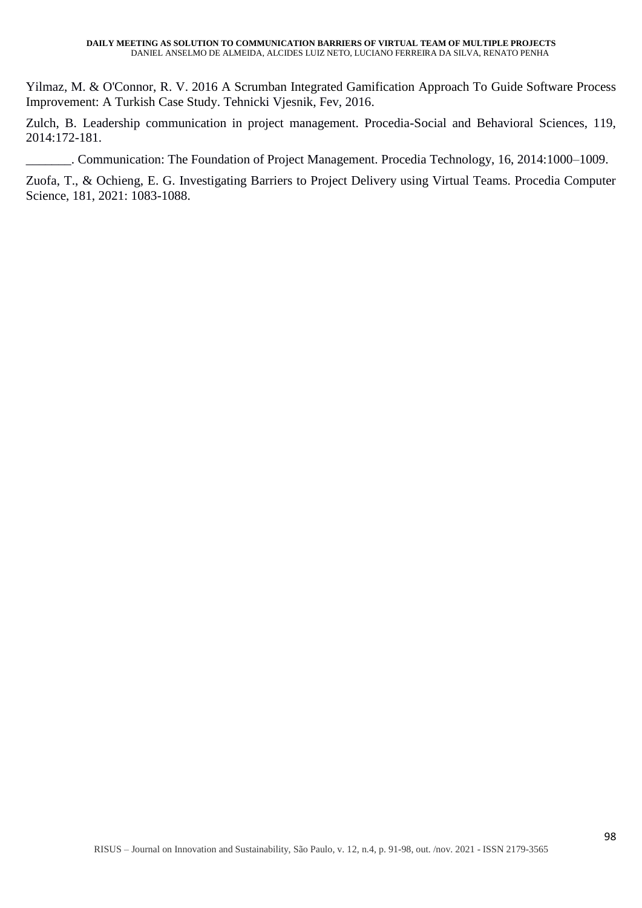Yilmaz, M. & O'Connor, R. V. 2016 A Scrumban Integrated Gamification Approach To Guide Software Process Improvement: A Turkish Case Study. Tehnicki Vjesnik, Fev, 2016.

Zulch, B. Leadership communication in project management. Procedia-Social and Behavioral Sciences, 119, 2014:172-181.

_______. Communication: The Foundation of Project Management. Procedia Technology, 16, 2014:1000–1009.

Zuofa, T., & Ochieng, E. G. Investigating Barriers to Project Delivery using Virtual Teams. Procedia Computer Science, 181, 2021: 1083-1088.